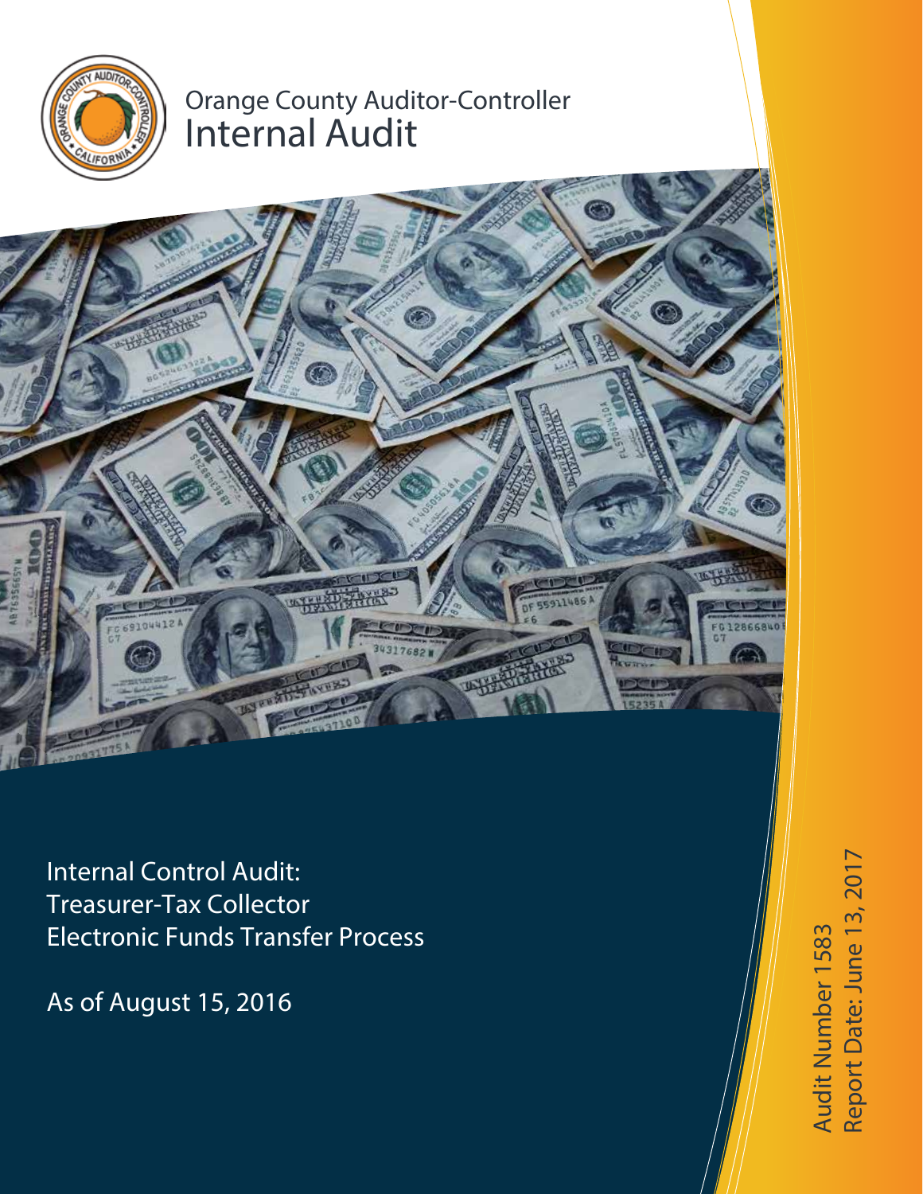Orange County Auditor-Controller

# Internal Audit

## Internal Control Audit: Treasurer-Tax Collector Electronic Funds Transfer Process

As of August 15, 2016

Audit Number 1583

Report Date: June 13, 2017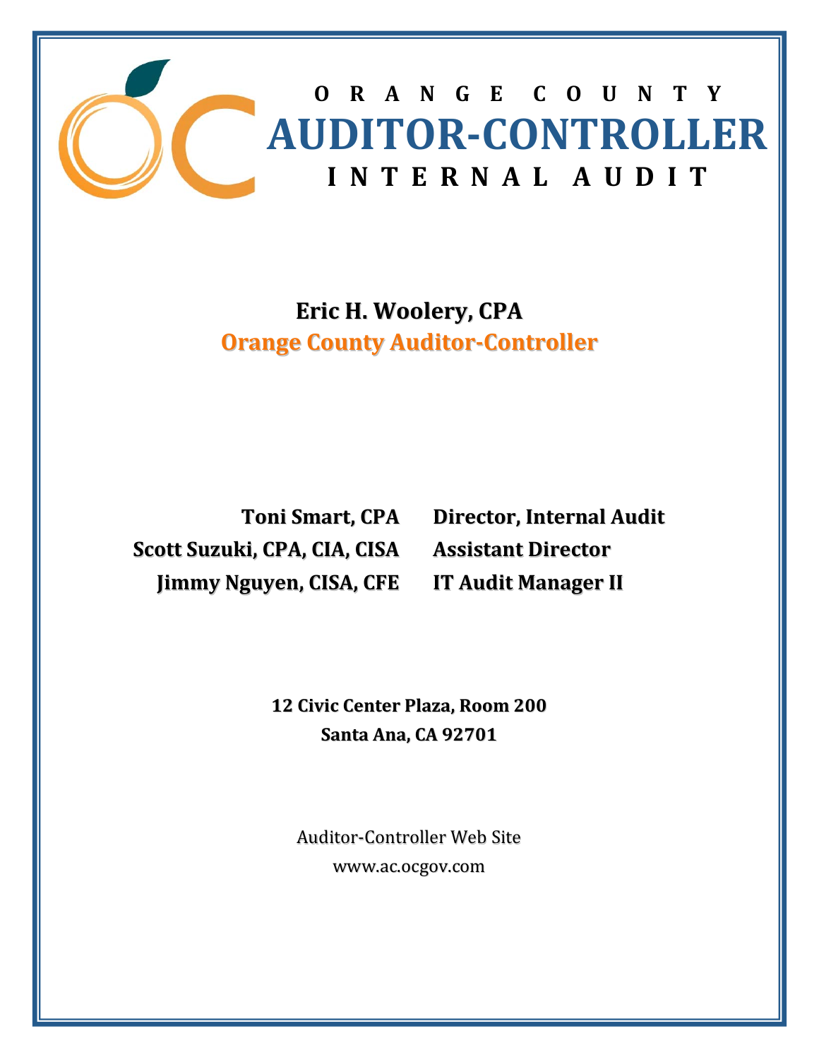# ORANGE COUNTY

# AUDITOR-CONTROLLER

## INTERNAL AUDIT

**Eric H. Woolery, CPA**

**Orange County Auditor-Controller**

| | |
|---|---|
| **Toni Smart, CPA** | **Director, Internal Audit** |
| **Scott Suzuki, CPA, CIA, CISA** | **Assistant Director** |
| **Jimmy Nguyen, CISA, CFE** | **IT Audit Manager II** |

**12 Civic Center Plaza, Room 200**
**Santa Ana, CA 92701**

Auditor-Controller Web Site
www.ac.ocgov.com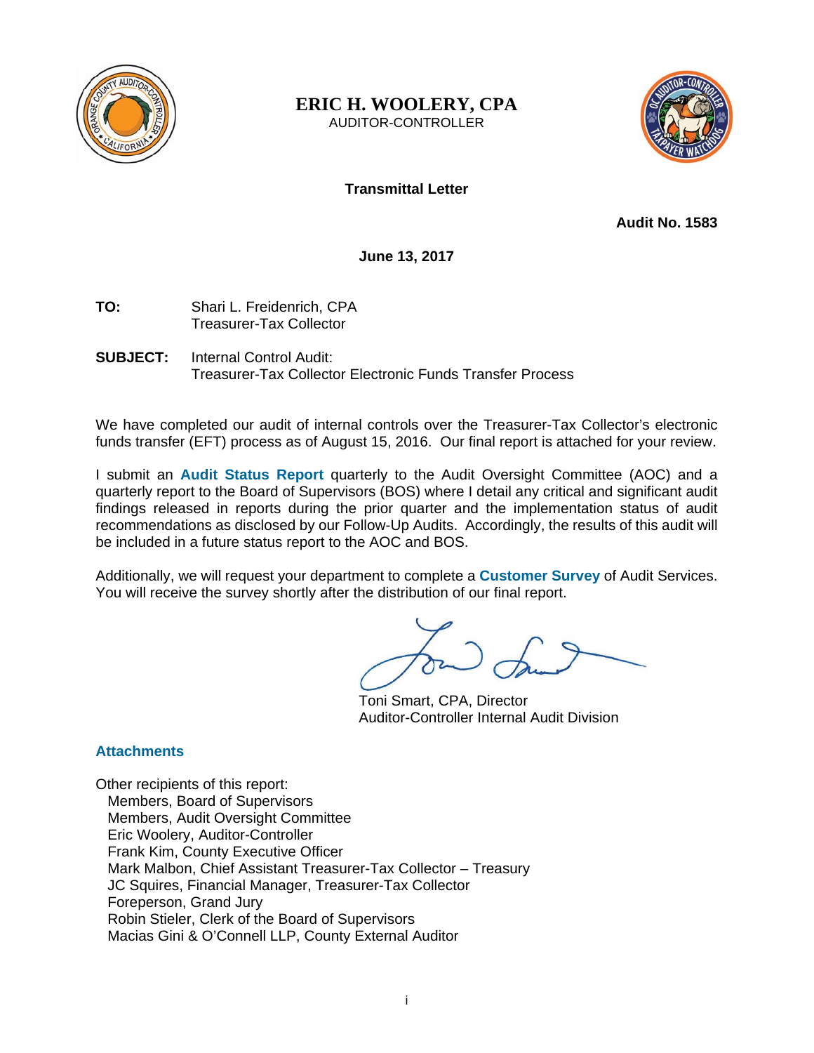# ERIC H. WOOLERY, CPA

AUDITOR-CONTROLLER

**Transmittal Letter**

**Audit No. 1583**

**June 13, 2017**

**TO:** Shari L. Freidenrich, CPA
Treasurer-Tax Collector

**SUBJECT:** Internal Control Audit:
Treasurer-Tax Collector Electronic Funds Transfer Process

We have completed our audit of internal controls over the Treasurer-Tax Collector's electronic funds transfer (EFT) process as of August 15, 2016. Our final report is attached for your review.

I submit an **Audit Status Report** quarterly to the Audit Oversight Committee (AOC) and a quarterly report to the Board of Supervisors (BOS) where I detail any critical and significant audit findings released in reports during the prior quarter and the implementation status of audit recommendations as disclosed by our Follow-Up Audits. Accordingly, the results of this audit will be included in a future status report to the AOC and BOS.

Additionally, we will request your department to complete a **Customer Survey** of Audit Services. You will receive the survey shortly after the distribution of our final report.

Toni Smart, CPA, Director
Auditor-Controller Internal Audit Division

**Attachments**

Other recipients of this report:
- Members, Board of Supervisors
- Members, Audit Oversight Committee
- Eric Woolery, Auditor-Controller
- Frank Kim, County Executive Officer
- Mark Malbon, Chief Assistant Treasurer-Tax Collector – Treasury
- JC Squires, Financial Manager, Treasurer-Tax Collector
- Foreperson, Grand Jury
- Robin Stieler, Clerk of the Board of Supervisors
- Macias Gini & O'Connell LLP, County External Auditor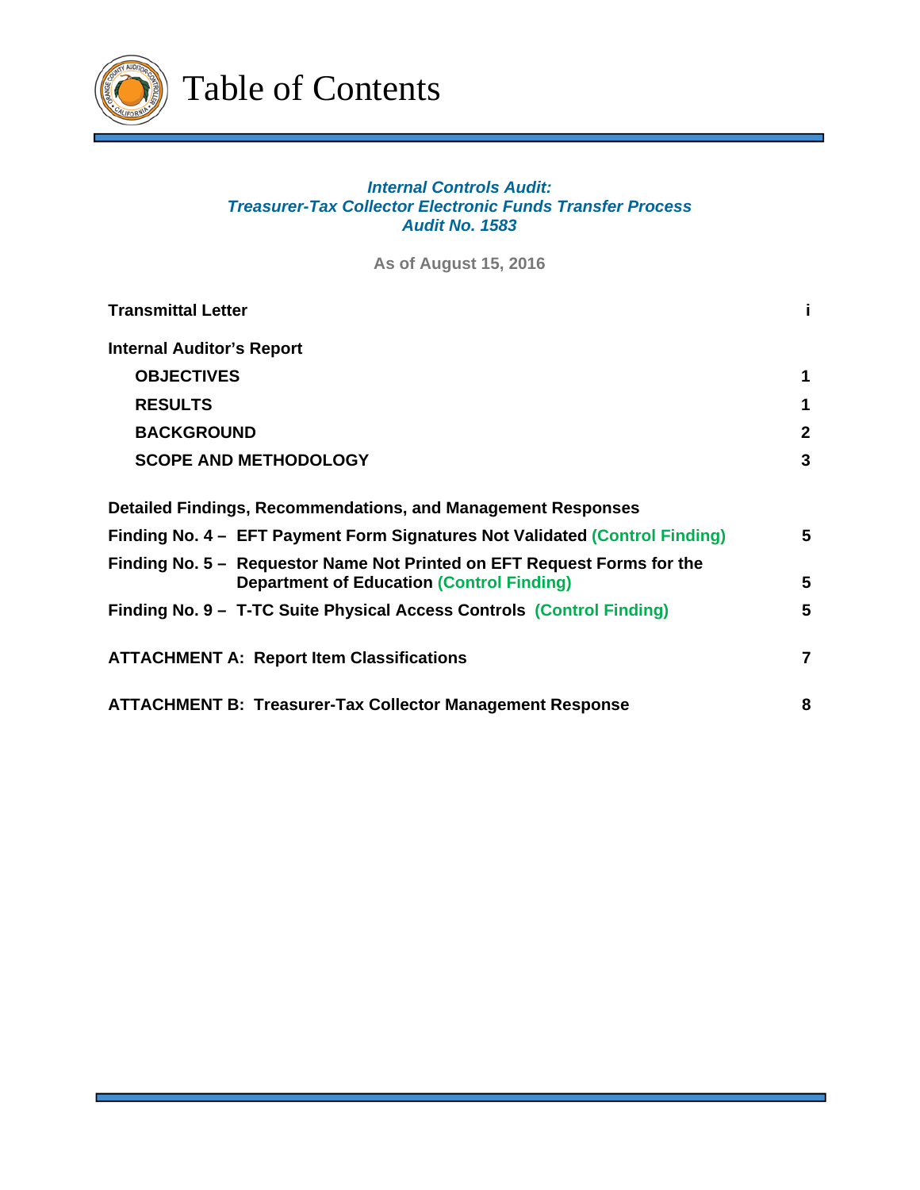# Table of Contents

***Internal Controls Audit:***
***Treasurer-Tax Collector Electronic Funds Transfer Process***
***Audit No. 1583***

**As of August 15, 2016**

| | |
|---|---|
| **Transmittal Letter** | **i** |
| **Internal Auditor's Report** | |
| **OBJECTIVES** | **1** |
| **RESULTS** | **1** |
| **BACKGROUND** | **2** |
| **SCOPE AND METHODOLOGY** | **3** |
| **Detailed Findings, Recommendations, and Management Responses** | |
| **Finding No. 4 – EFT Payment Form Signatures Not Validated (Control Finding)** | **5** |
| **Finding No. 5 – Requestor Name Not Printed on EFT Request Forms for the Department of Education (Control Finding)** | **5** |
| **Finding No. 9 – T-TC Suite Physical Access Controls (Control Finding)** | **5** |
| **ATTACHMENT A: Report Item Classifications** | **7** |
| **ATTACHMENT B: Treasurer-Tax Collector Management Response** | **8** |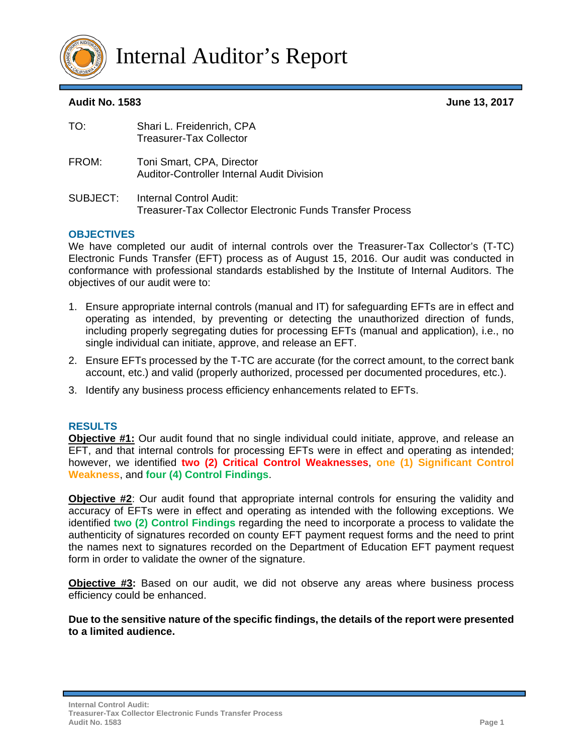# Internal Auditor's Report

**Audit No. 1583** **June 13, 2017**

TO: Shari L. Freidenrich, CPA
Treasurer-Tax Collector

FROM: Toni Smart, CPA, Director
Auditor-Controller Internal Audit Division

SUBJECT: Internal Control Audit:
Treasurer-Tax Collector Electronic Funds Transfer Process

## OBJECTIVES

We have completed our audit of internal controls over the Treasurer-Tax Collector's (T-TC) Electronic Funds Transfer (EFT) process as of August 15, 2016. Our audit was conducted in conformance with professional standards established by the Institute of Internal Auditors. The objectives of our audit were to:

1. Ensure appropriate internal controls (manual and IT) for safeguarding EFTs are in effect and operating as intended, by preventing or detecting the unauthorized direction of funds, including properly segregating duties for processing EFTs (manual and application), i.e., no single individual can initiate, approve, and release an EFT.
2. Ensure EFTs processed by the T-TC are accurate (for the correct amount, to the correct bank account, etc.) and valid (properly authorized, processed per documented procedures, etc.).
3. Identify any business process efficiency enhancements related to EFTs.

## RESULTS

**Objective #1:** Our audit found that no single individual could initiate, approve, and release an EFT, and that internal controls for processing EFTs were in effect and operating as intended; however, we identified **two (2) Critical Control Weaknesses**, **one (1) Significant Control Weakness**, and **four (4) Control Findings**.

**Objective #2**: Our audit found that appropriate internal controls for ensuring the validity and accuracy of EFTs were in effect and operating as intended with the following exceptions. We identified **two (2) Control Findings** regarding the need to incorporate a process to validate the authenticity of signatures recorded on county EFT payment request forms and the need to print the names next to signatures recorded on the Department of Education EFT payment request form in order to validate the owner of the signature.

**Objective #3:** Based on our audit, we did not observe any areas where business process efficiency could be enhanced.

**Due to the sensitive nature of the specific findings, the details of the report were presented to a limited audience.**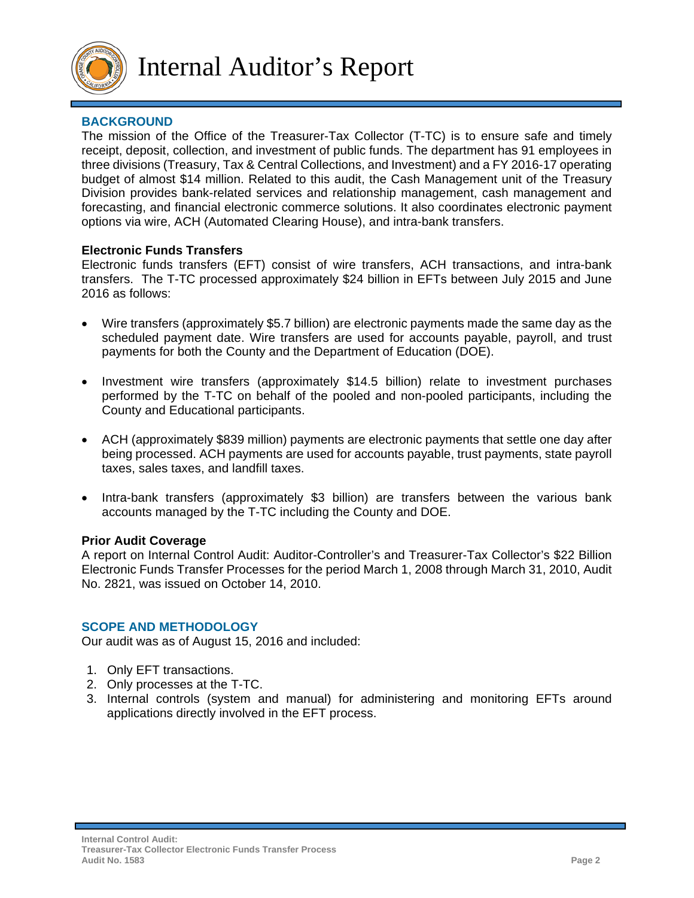# Internal Auditor's Report

## BACKGROUND

The mission of the Office of the Treasurer-Tax Collector (T-TC) is to ensure safe and timely receipt, deposit, collection, and investment of public funds. The department has 91 employees in three divisions (Treasury, Tax & Central Collections, and Investment) and a FY 2016-17 operating budget of almost $14 million. Related to this audit, the Cash Management unit of the Treasury Division provides bank-related services and relationship management, cash management and forecasting, and financial electronic commerce solutions. It also coordinates electronic payment options via wire, ACH (Automated Clearing House), and intra-bank transfers.

### Electronic Funds Transfers

Electronic funds transfers (EFT) consist of wire transfers, ACH transactions, and intra-bank transfers. The T-TC processed approximately $24 billion in EFTs between July 2015 and June 2016 as follows:

- Wire transfers (approximately $5.7 billion) are electronic payments made the same day as the scheduled payment date. Wire transfers are used for accounts payable, payroll, and trust payments for both the County and the Department of Education (DOE).

- Investment wire transfers (approximately $14.5 billion) relate to investment purchases performed by the T-TC on behalf of the pooled and non-pooled participants, including the County and Educational participants.

- ACH (approximately $839 million) payments are electronic payments that settle one day after being processed. ACH payments are used for accounts payable, trust payments, state payroll taxes, sales taxes, and landfill taxes.

- Intra-bank transfers (approximately $3 billion) are transfers between the various bank accounts managed by the T-TC including the County and DOE.

### Prior Audit Coverage

A report on Internal Control Audit: Auditor-Controller's and Treasurer-Tax Collector's $22 Billion Electronic Funds Transfer Processes for the period March 1, 2008 through March 31, 2010, Audit No. 2821, was issued on October 14, 2010.

## SCOPE AND METHODOLOGY

Our audit was as of August 15, 2016 and included:

1. Only EFT transactions.
2. Only processes at the T-TC.
3. Internal controls (system and manual) for administering and monitoring EFTs around applications directly involved in the EFT process.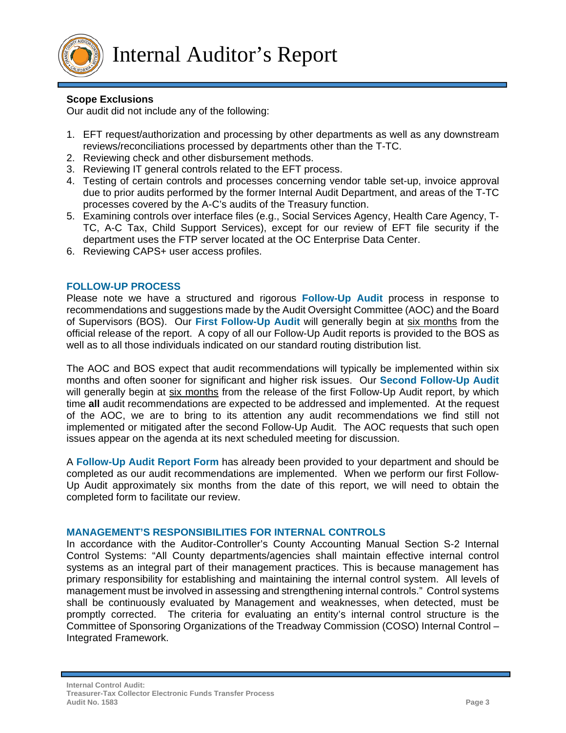### Scope Exclusions

Our audit did not include any of the following:

1. EFT request/authorization and processing by other departments as well as any downstream reviews/reconciliations processed by departments other than the T-TC.
2. Reviewing check and other disbursement methods.
3. Reviewing IT general controls related to the EFT process.
4. Testing of certain controls and processes concerning vendor table set-up, invoice approval due to prior audits performed by the former Internal Audit Department, and areas of the T-TC processes covered by the A-C's audits of the Treasury function.
5. Examining controls over interface files (e.g., Social Services Agency, Health Care Agency, T-TC, A-C Tax, Child Support Services), except for our review of EFT file security if the department uses the FTP server located at the OC Enterprise Data Center.
6. Reviewing CAPS+ user access profiles.

## FOLLOW-UP PROCESS

Please note we have a structured and rigorous **Follow-Up Audit** process in response to recommendations and suggestions made by the Audit Oversight Committee (AOC) and the Board of Supervisors (BOS). Our **First Follow-Up Audit** will generally begin at six months from the official release of the report. A copy of all our Follow-Up Audit reports is provided to the BOS as well as to all those individuals indicated on our standard routing distribution list.

The AOC and BOS expect that audit recommendations will typically be implemented within six months and often sooner for significant and higher risk issues. Our **Second Follow-Up Audit** will generally begin at six months from the release of the first Follow-Up Audit report, by which time **all** audit recommendations are expected to be addressed and implemented. At the request of the AOC, we are to bring to its attention any audit recommendations we find still not implemented or mitigated after the second Follow-Up Audit. The AOC requests that such open issues appear on the agenda at its next scheduled meeting for discussion.

A **Follow-Up Audit Report Form** has already been provided to your department and should be completed as our audit recommendations are implemented. When we perform our first Follow-Up Audit approximately six months from the date of this report, we will need to obtain the completed form to facilitate our review.

## MANAGEMENT'S RESPONSIBILITIES FOR INTERNAL CONTROLS

In accordance with the Auditor-Controller's County Accounting Manual Section S-2 Internal Control Systems: "All County departments/agencies shall maintain effective internal control systems as an integral part of their management practices. This is because management has primary responsibility for establishing and maintaining the internal control system. All levels of management must be involved in assessing and strengthening internal controls." Control systems shall be continuously evaluated by Management and weaknesses, when detected, must be promptly corrected. The criteria for evaluating an entity's internal control structure is the Committee of Sponsoring Organizations of the Treadway Commission (COSO) Internal Control – Integrated Framework.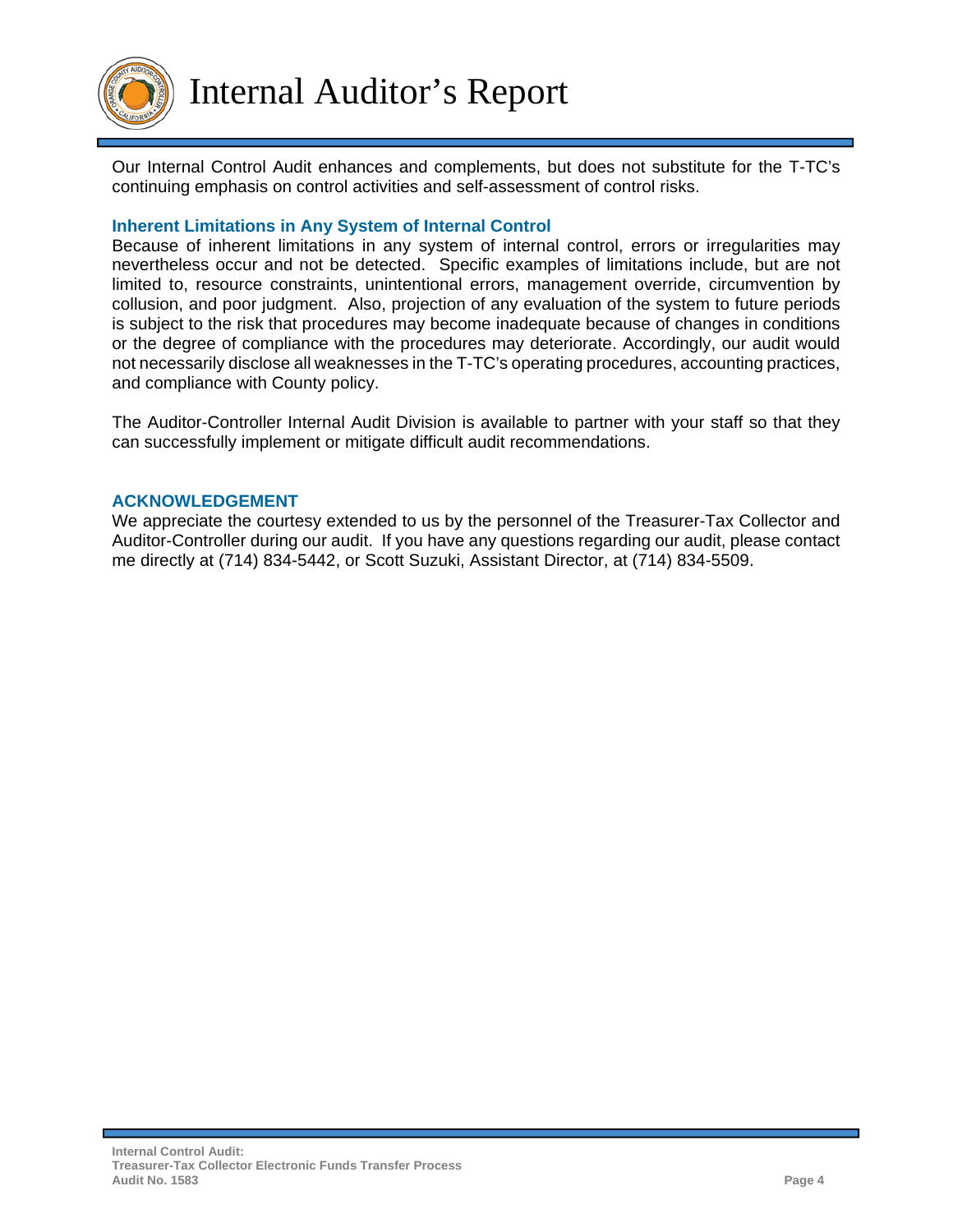Our Internal Control Audit enhances and complements, but does not substitute for the T-TC's continuing emphasis on control activities and self-assessment of control risks.

### Inherent Limitations in Any System of Internal Control

Because of inherent limitations in any system of internal control, errors or irregularities may nevertheless occur and not be detected. Specific examples of limitations include, but are not limited to, resource constraints, unintentional errors, management override, circumvention by collusion, and poor judgment. Also, projection of any evaluation of the system to future periods is subject to the risk that procedures may become inadequate because of changes in conditions or the degree of compliance with the procedures may deteriorate. Accordingly, our audit would not necessarily disclose all weaknesses in the T-TC's operating procedures, accounting practices, and compliance with County policy.

The Auditor-Controller Internal Audit Division is available to partner with your staff so that they can successfully implement or mitigate difficult audit recommendations.

### ACKNOWLEDGEMENT

We appreciate the courtesy extended to us by the personnel of the Treasurer-Tax Collector and Auditor-Controller during our audit. If you have any questions regarding our audit, please contact me directly at (714) 834-5442, or Scott Suzuki, Assistant Director, at (714) 834-5509.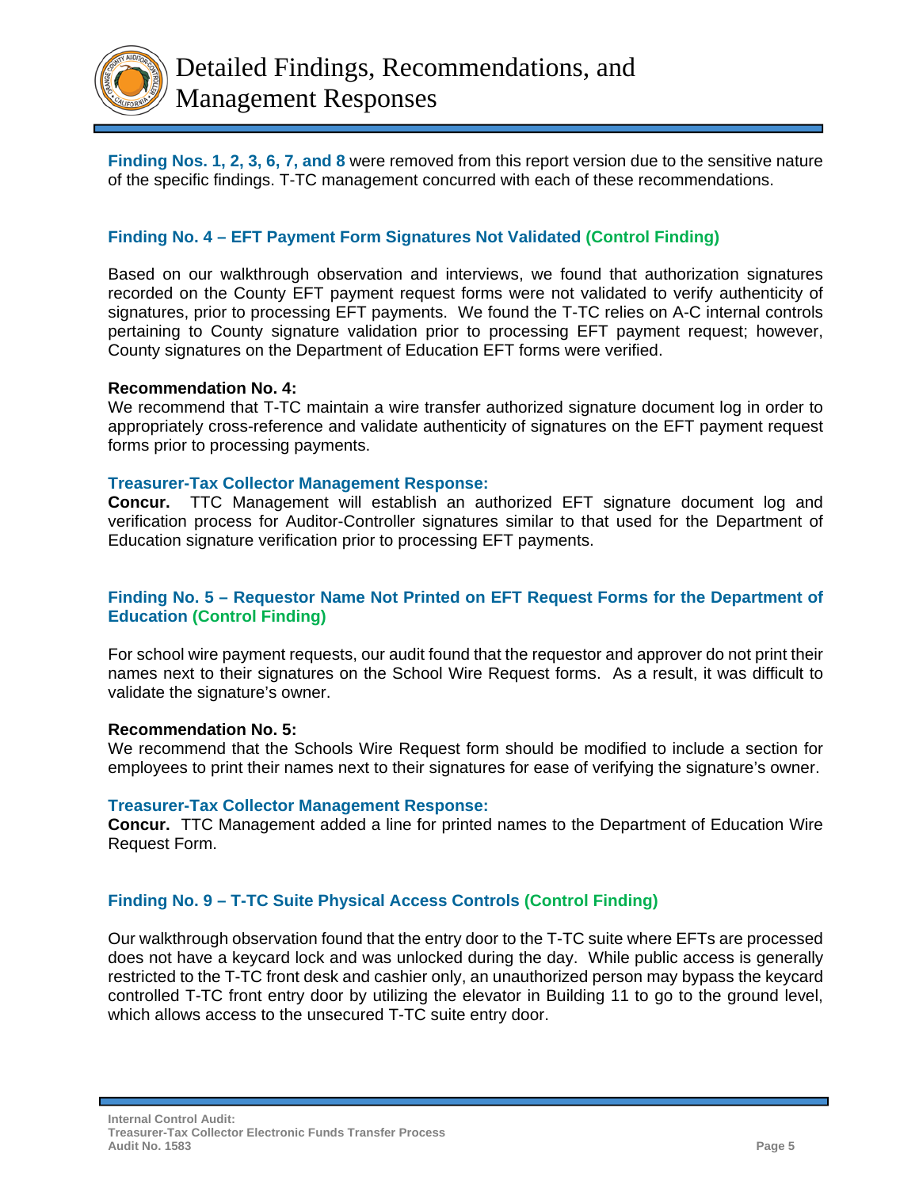# Detailed Findings, Recommendations, and Management Responses

**Finding Nos. 1, 2, 3, 6, 7, and 8** were removed from this report version due to the sensitive nature of the specific findings. T-TC management concurred with each of these recommendations.

### Finding No. 4 – EFT Payment Form Signatures Not Validated (Control Finding)

Based on our walkthrough observation and interviews, we found that authorization signatures recorded on the County EFT payment request forms were not validated to verify authenticity of signatures, prior to processing EFT payments. We found the T-TC relies on A-C internal controls pertaining to County signature validation prior to processing EFT payment request; however, County signatures on the Department of Education EFT forms were verified.

**Recommendation No. 4:**
We recommend that T-TC maintain a wire transfer authorized signature document log in order to appropriately cross-reference and validate authenticity of signatures on the EFT payment request forms prior to processing payments.

**Treasurer-Tax Collector Management Response:**
**Concur.** TTC Management will establish an authorized EFT signature document log and verification process for Auditor-Controller signatures similar to that used for the Department of Education signature verification prior to processing EFT payments.

### Finding No. 5 – Requestor Name Not Printed on EFT Request Forms for the Department of Education (Control Finding)

For school wire payment requests, our audit found that the requestor and approver do not print their names next to their signatures on the School Wire Request forms. As a result, it was difficult to validate the signature's owner.

**Recommendation No. 5:**
We recommend that the Schools Wire Request form should be modified to include a section for employees to print their names next to their signatures for ease of verifying the signature's owner.

**Treasurer-Tax Collector Management Response:**
**Concur.** TTC Management added a line for printed names to the Department of Education Wire Request Form.

### Finding No. 9 – T-TC Suite Physical Access Controls (Control Finding)

Our walkthrough observation found that the entry door to the T-TC suite where EFTs are processed does not have a keycard lock and was unlocked during the day. While public access is generally restricted to the T-TC front desk and cashier only, an unauthorized person may bypass the keycard controlled T-TC front entry door by utilizing the elevator in Building 11 to go to the ground level, which allows access to the unsecured T-TC suite entry door.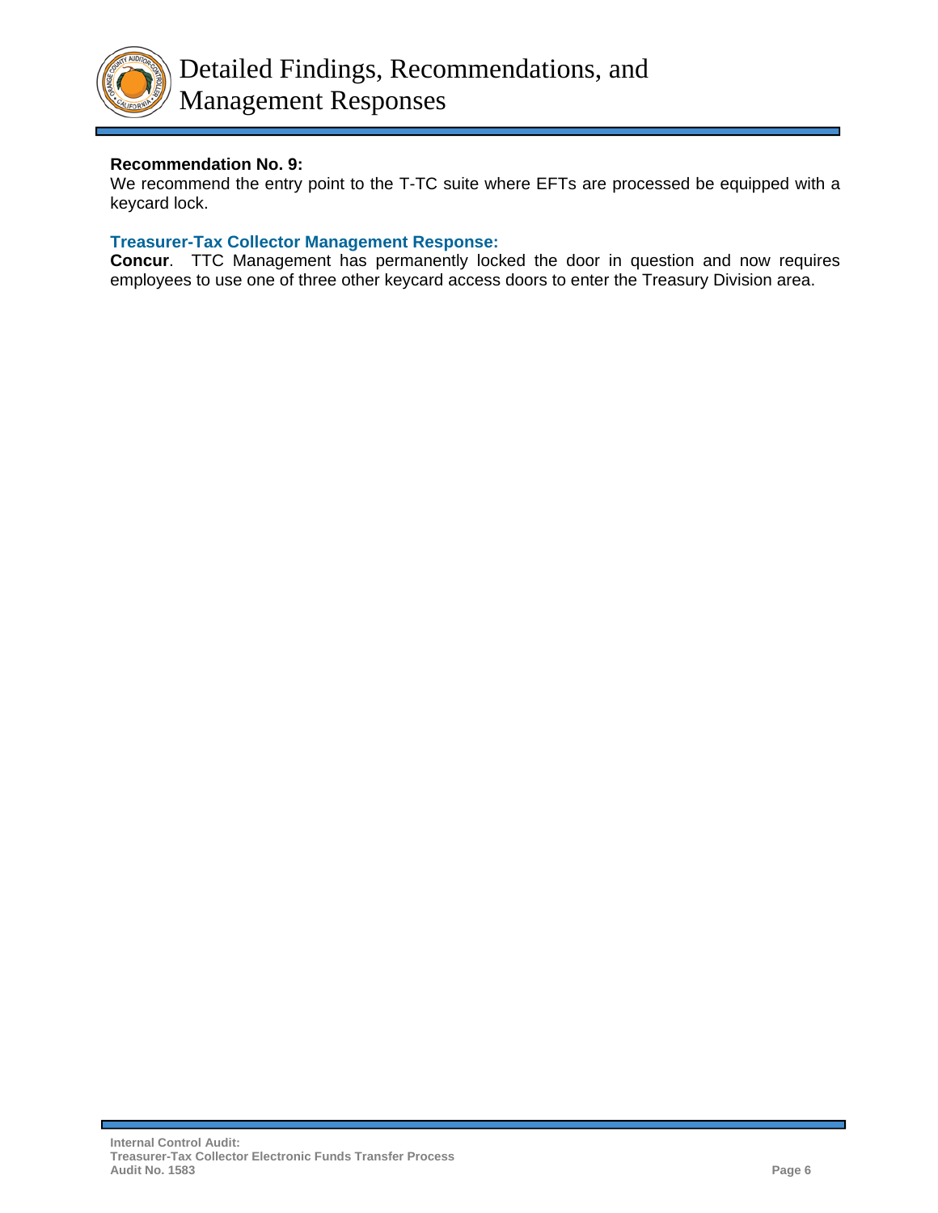**Recommendation No. 9:**
We recommend the entry point to the T-TC suite where EFTs are processed be equipped with a keycard lock.

**Treasurer-Tax Collector Management Response:**
**Concur**. TTC Management has permanently locked the door in question and now requires employees to use one of three other keycard access doors to enter the Treasury Division area.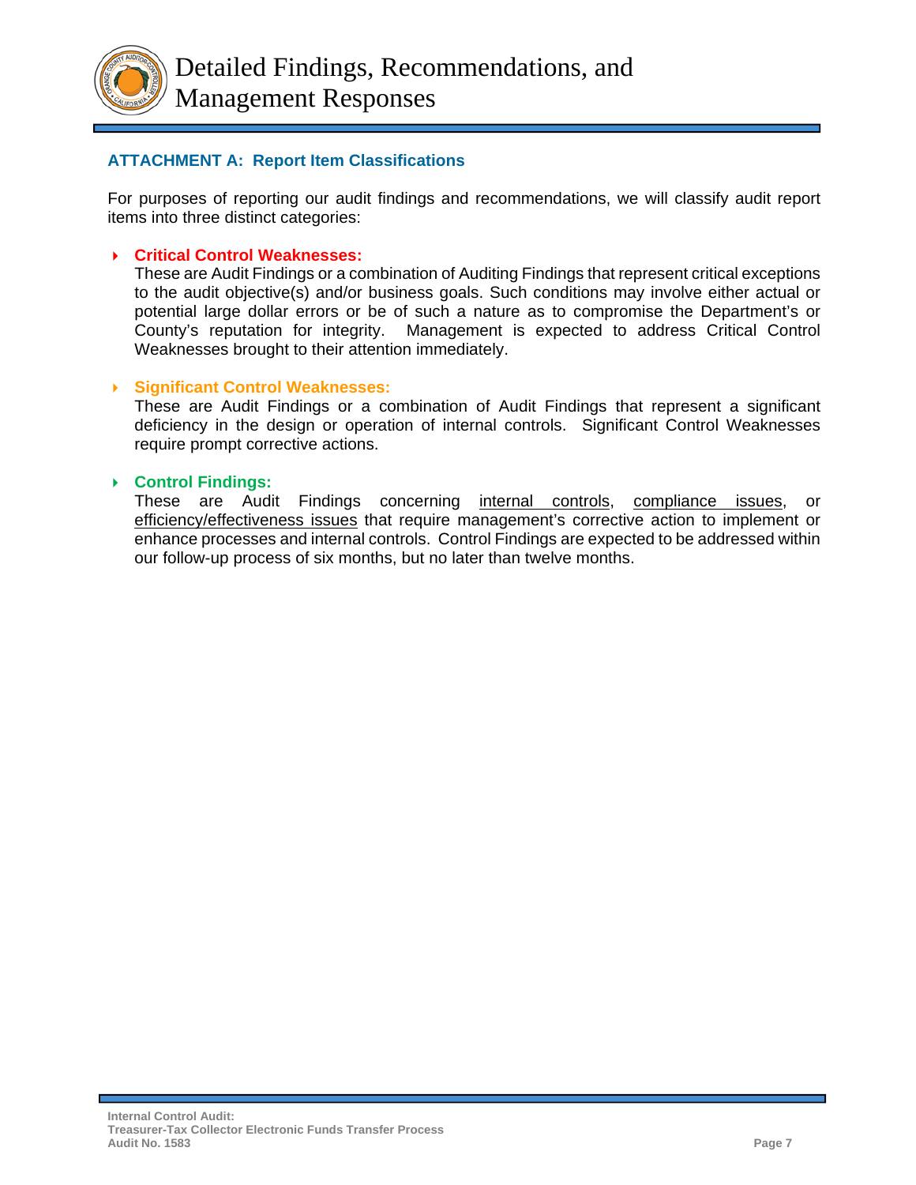# Detailed Findings, Recommendations, and Management Responses

## ATTACHMENT A: Report Item Classifications

For purposes of reporting our audit findings and recommendations, we will classify audit report items into three distinct categories:

- **Critical Control Weaknesses:**
  These are Audit Findings or a combination of Auditing Findings that represent critical exceptions to the audit objective(s) and/or business goals. Such conditions may involve either actual or potential large dollar errors or be of such a nature as to compromise the Department's or County's reputation for integrity. Management is expected to address Critical Control Weaknesses brought to their attention immediately.

- **Significant Control Weaknesses:**
  These are Audit Findings or a combination of Audit Findings that represent a significant deficiency in the design or operation of internal controls. Significant Control Weaknesses require prompt corrective actions.

- **Control Findings:**
  These are Audit Findings concerning internal controls, compliance issues, or efficiency/effectiveness issues that require management's corrective action to implement or enhance processes and internal controls. Control Findings are expected to be addressed within our follow-up process of six months, but no later than twelve months.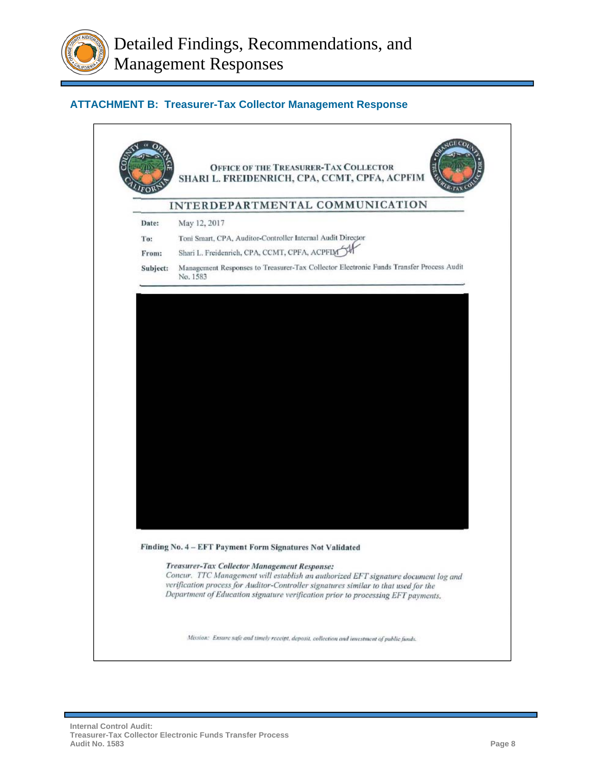# Detailed Findings, Recommendations, and Management Responses

### ATTACHMENT B: Treasurer-Tax Collector Management Response

OFFICE OF THE TREASURER-TAX COLLECTOR
SHARI L. FREIDENRICH, CPA, CCMT, CPFA, ACPFIM

## INTERDEPARTMENTAL COMMUNICATION

**Date:** May 12, 2017

**To:** Toni Smart, CPA, Auditor-Controller Internal Audit Director

**From:** Shari L. Freidenrich, CPA, CCMT, CPFA, ACPFIM

**Subject:** Management Responses to Treasurer-Tax Collector Electronic Funds Transfer Process Audit No. 1583

**Finding No. 4 – EFT Payment Form Signatures Not Validated**

> ***Treasurer-Tax Collector Management Response:***
> *Concur. TTC Management will establish an authorized EFT signature document log and verification process for Auditor-Controller signatures similar to that used for the Department of Education signature verification prior to processing EFT payments.*

*Mission: Ensure safe and timely receipt, deposit, collection and investment of public funds.*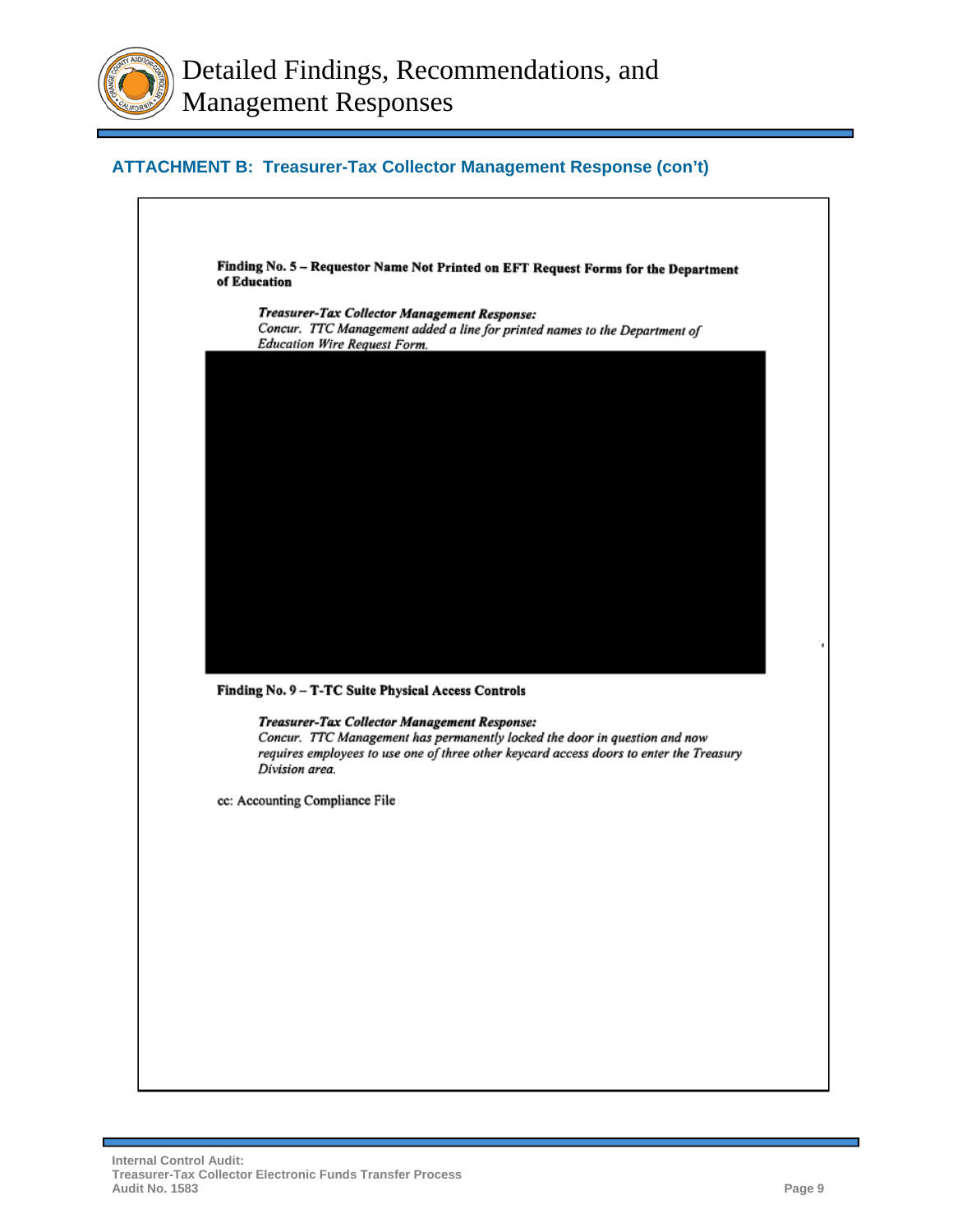# Detailed Findings, Recommendations, and Management Responses

## ATTACHMENT B: Treasurer-Tax Collector Management Response (con't)

**Finding No. 5 – Requestor Name Not Printed on EFT Request Forms for the Department of Education**

***Treasurer-Tax Collector Management Response:***
*Concur. TTC Management added a line for printed names to the Department of Education Wire Request Form.*

**Finding No. 9 – T-TC Suite Physical Access Controls**

***Treasurer-Tax Collector Management Response:***
*Concur. TTC Management has permanently locked the door in question and now requires employees to use one of three other keycard access doors to enter the Treasury Division area.*

cc: Accounting Compliance File